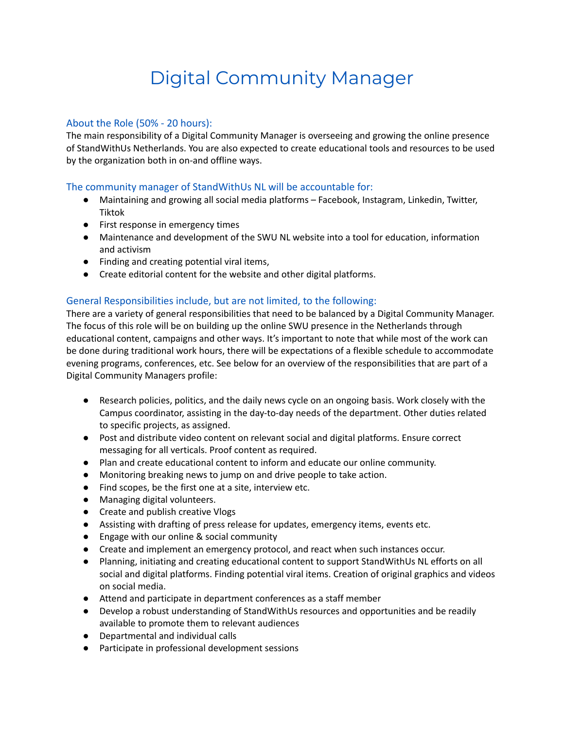# Digital Community Manager

## About the Role (50% - 20 hours):

The main responsibility of a Digital Community Manager is overseeing and growing the online presence of StandWithUs Netherlands. You are also expected to create educational tools and resources to be used by the organization both in on-and offline ways.

## The community manager of StandWithUs NL will be accountable for:

- Maintaining and growing all social media platforms – Facebook, Instagram, Linkedin, Twitter, Tiktok
- First response in emergency times
- Maintenance and development of the SWU NL website into a tool for education, information and activism
- Finding and creating potential viral items,
- Create editorial content for the website and other digital platforms.

## General Responsibilities include, but are not limited, to the following:

There are a variety of general responsibilities that need to be balanced by a Digital Community Manager. The focus of this role will be on building up the online SWU presence in the Netherlands through educational content, campaigns and other ways. It's important to note that while most of the work can be done during traditional work hours, there will be expectations of a flexible schedule to accommodate evening programs, conferences, etc. See below for an overview of the responsibilities that are part of a Digital Community Managers profile:

- Research policies, politics, and the daily news cycle on an ongoing basis. Work closely with the Campus coordinator, assisting in the day-to-day needs of the department. Other duties related to specific projects, as assigned.
- Post and distribute video content on relevant social and digital platforms. Ensure correct messaging for all verticals. Proof content as required.
- Plan and create educational content to inform and educate our online community.
- Monitoring breaking news to jump on and drive people to take action.
- Find scopes, be the first one at a site, interview etc.
- Managing digital volunteers.
- Create and publish creative Vlogs
- Assisting with drafting of press release for updates, emergency items, events etc.
- Engage with our online & social community
- Create and implement an emergency protocol, and react when such instances occur.
- Planning, initiating and creating educational content to support StandWithUs NL efforts on all social and digital platforms. Finding potential viral items. Creation of original graphics and videos on social media.
- Attend and participate in department conferences as a staff member
- Develop a robust understanding of StandWithUs resources and opportunities and be readily available to promote them to relevant audiences
- Departmental and individual calls
- Participate in professional development sessions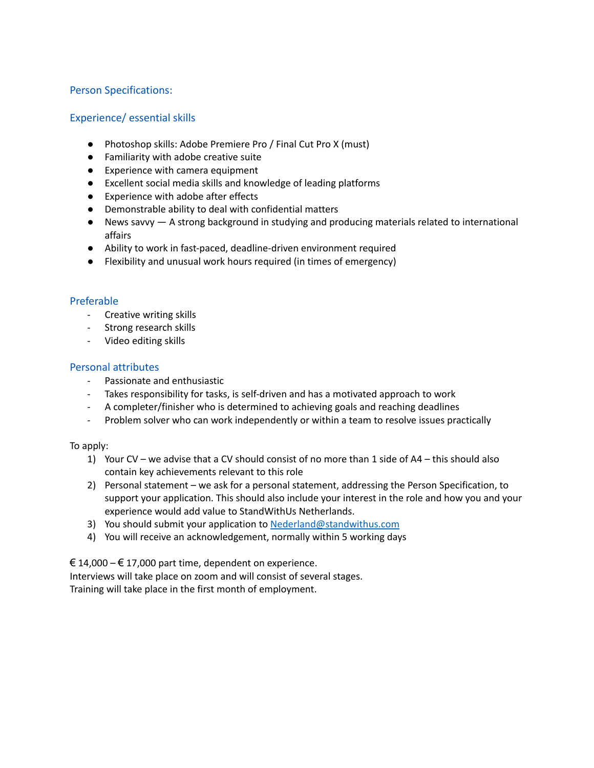## Person Specifications:

### Experience/ essential skills

- Photoshop skills: Adobe Premiere Pro / Final Cut Pro X (must)
- Familiarity with adobe creative suite
- Experience with camera equipment
- Excellent social media skills and knowledge of leading platforms
- Experience with adobe after effects
- Demonstrable ability to deal with confidential matters
- News savvy — A strong background in studying and producing materials related to international affairs
- Ability to work in fast-paced, deadline-driven environment required
- Flexibility and unusual work hours required (in times of emergency)

### Preferable

- Creative writing skills
- Strong research skills
- Video editing skills

### Personal attributes

- Passionate and enthusiastic
- Takes responsibility for tasks, is self-driven and has a motivated approach to work
- A completer/finisher who is determined to achieving goals and reaching deadlines
- Problem solver who can work independently or within a team to resolve issues practically

To apply:

1) Your CV – we advise that a CV should consist of no more than 1 side of A4 – this should also contain key achievements relevant to this role
2) Personal statement – we ask for a personal statement, addressing the Person Specification, to support your application. This should also include your interest in the role and how you and your experience would add value to StandWithUs Netherlands.
3) You should submit your application to Nederland@standwithus.com
4) You will receive an acknowledgement, normally within 5 working days

€ 14,000 – € 17,000 part time, dependent on experience.
Interviews will take place on zoom and will consist of several stages.
Training will take place in the first month of employment.